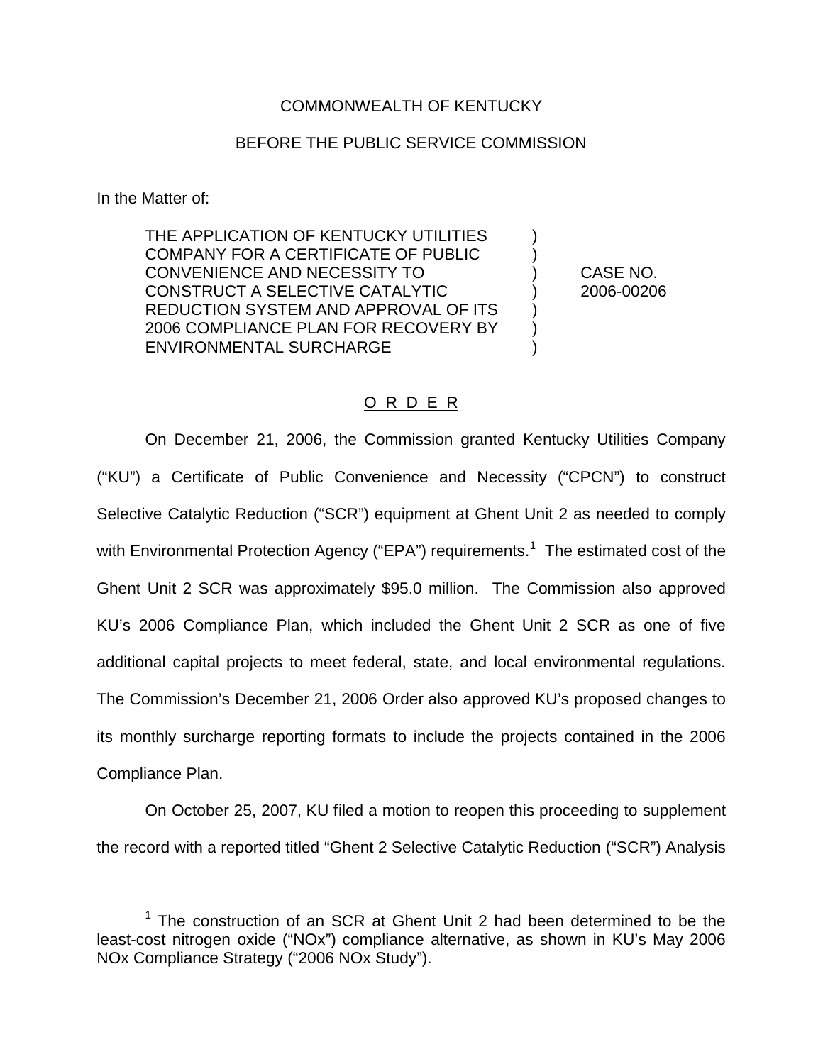COMMONWEALTH OF KENTUCKY

BEFORE THE PUBLIC SERVICE COMMISSION

In the Matter of:

| | | |
|---|---|---|
| THE APPLICATION OF KENTUCKY UTILITIES COMPANY FOR A CERTIFICATE OF PUBLIC CONVENIENCE AND NECESSITY TO CONSTRUCT A SELECTIVE CATALYTIC REDUCTION SYSTEM AND APPROVAL OF ITS 2006 COMPLIANCE PLAN FOR RECOVERY BY ENVIRONMENTAL SURCHARGE | ) | CASE NO. 2006-00206 |

O R D E R

On December 21, 2006, the Commission granted Kentucky Utilities Company ("KU") a Certificate of Public Convenience and Necessity ("CPCN") to construct Selective Catalytic Reduction ("SCR") equipment at Ghent Unit 2 as needed to comply with Environmental Protection Agency ("EPA") requirements.[1] The estimated cost of the Ghent Unit 2 SCR was approximately $95.0 million. The Commission also approved KU's 2006 Compliance Plan, which included the Ghent Unit 2 SCR as one of five additional capital projects to meet federal, state, and local environmental regulations. The Commission's December 21, 2006 Order also approved KU's proposed changes to its monthly surcharge reporting formats to include the projects contained in the 2006 Compliance Plan.

On October 25, 2007, KU filed a motion to reopen this proceeding to supplement the record with a reported titled "Ghent 2 Selective Catalytic Reduction ("SCR") Analysis

[1] The construction of an SCR at Ghent Unit 2 had been determined to be the least-cost nitrogen oxide ("NOx") compliance alternative, as shown in KU's May 2006 NOx Compliance Strategy ("2006 NOx Study").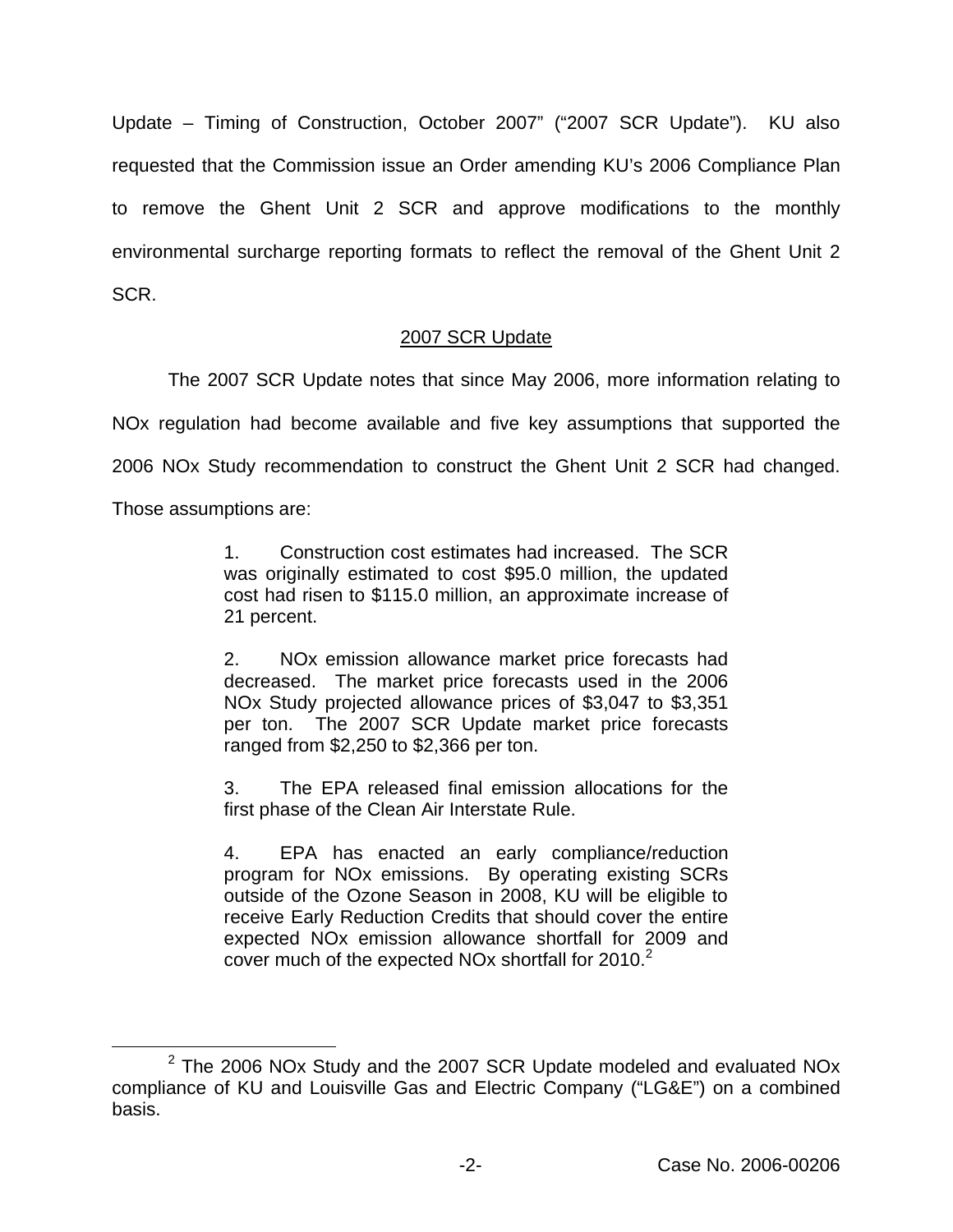Update – Timing of Construction, October 2007" ("2007 SCR Update"). KU also requested that the Commission issue an Order amending KU's 2006 Compliance Plan to remove the Ghent Unit 2 SCR and approve modifications to the monthly environmental surcharge reporting formats to reflect the removal of the Ghent Unit 2 SCR.

## 2007 SCR Update

The 2007 SCR Update notes that since May 2006, more information relating to NOx regulation had become available and five key assumptions that supported the 2006 NOx Study recommendation to construct the Ghent Unit 2 SCR had changed. Those assumptions are:

> 1. Construction cost estimates had increased. The SCR was originally estimated to cost $95.0 million, the updated cost had risen to $115.0 million, an approximate increase of 21 percent.
>
> 2. NOx emission allowance market price forecasts had decreased. The market price forecasts used in the 2006 NOx Study projected allowance prices of $3,047 to $3,351 per ton. The 2007 SCR Update market price forecasts ranged from $2,250 to $2,366 per ton.
>
> 3. The EPA released final emission allocations for the first phase of the Clean Air Interstate Rule.
>
> 4. EPA has enacted an early compliance/reduction program for NOx emissions. By operating existing SCRs outside of the Ozone Season in 2008, KU will be eligible to receive Early Reduction Credits that should cover the entire expected NOx emission allowance shortfall for 2009 and cover much of the expected NOx shortfall for 2010.[2]

[2] The 2006 NOx Study and the 2007 SCR Update modeled and evaluated NOx compliance of KU and Louisville Gas and Electric Company ("LG&E") on a combined basis.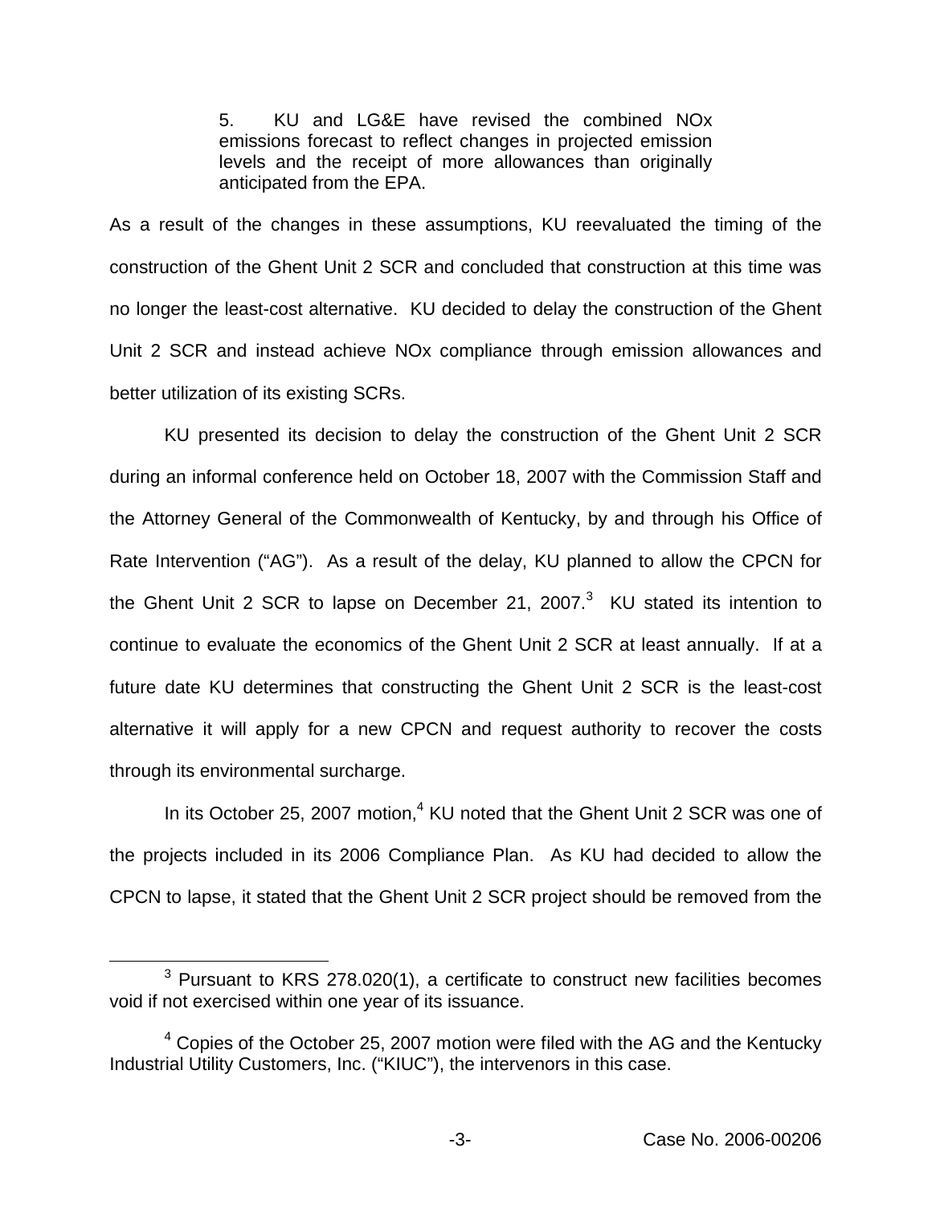> 5. KU and LG&E have revised the combined NOx emissions forecast to reflect changes in projected emission levels and the receipt of more allowances than originally anticipated from the EPA.

As a result of the changes in these assumptions, KU reevaluated the timing of the construction of the Ghent Unit 2 SCR and concluded that construction at this time was no longer the least-cost alternative. KU decided to delay the construction of the Ghent Unit 2 SCR and instead achieve NOx compliance through emission allowances and better utilization of its existing SCRs.

KU presented its decision to delay the construction of the Ghent Unit 2 SCR during an informal conference held on October 18, 2007 with the Commission Staff and the Attorney General of the Commonwealth of Kentucky, by and through his Office of Rate Intervention ("AG"). As a result of the delay, KU planned to allow the CPCN for the Ghent Unit 2 SCR to lapse on December 21, 2007.[3] KU stated its intention to continue to evaluate the economics of the Ghent Unit 2 SCR at least annually. If at a future date KU determines that constructing the Ghent Unit 2 SCR is the least-cost alternative it will apply for a new CPCN and request authority to recover the costs through its environmental surcharge.

In its October 25, 2007 motion,[4] KU noted that the Ghent Unit 2 SCR was one of the projects included in its 2006 Compliance Plan. As KU had decided to allow the CPCN to lapse, it stated that the Ghent Unit 2 SCR project should be removed from the

[3] Pursuant to KRS 278.020(1), a certificate to construct new facilities becomes void if not exercised within one year of its issuance.

[4] Copies of the October 25, 2007 motion were filed with the AG and the Kentucky Industrial Utility Customers, Inc. ("KIUC"), the intervenors in this case.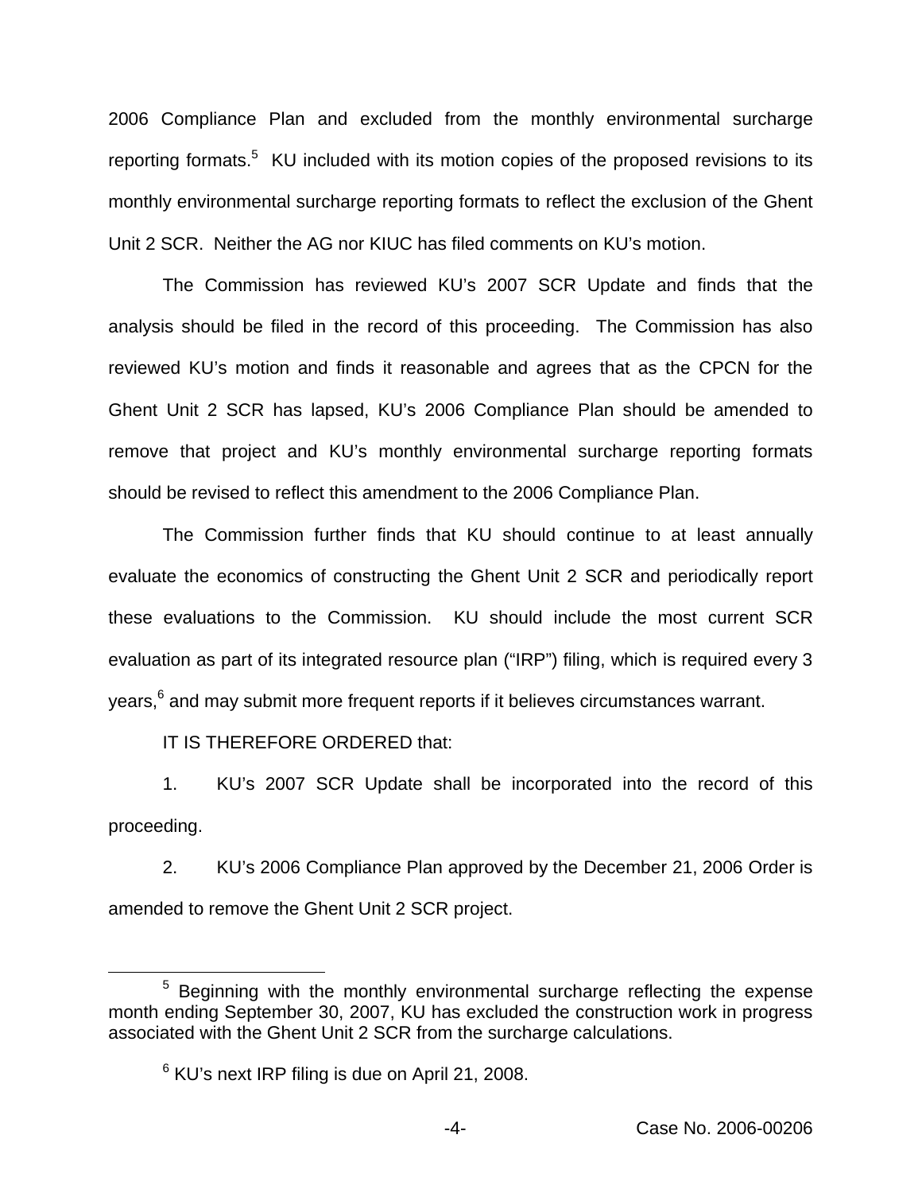2006 Compliance Plan and excluded from the monthly environmental surcharge reporting formats.[5] KU included with its motion copies of the proposed revisions to its monthly environmental surcharge reporting formats to reflect the exclusion of the Ghent Unit 2 SCR. Neither the AG nor KIUC has filed comments on KU's motion.

The Commission has reviewed KU's 2007 SCR Update and finds that the analysis should be filed in the record of this proceeding. The Commission has also reviewed KU's motion and finds it reasonable and agrees that as the CPCN for the Ghent Unit 2 SCR has lapsed, KU's 2006 Compliance Plan should be amended to remove that project and KU's monthly environmental surcharge reporting formats should be revised to reflect this amendment to the 2006 Compliance Plan.

The Commission further finds that KU should continue to at least annually evaluate the economics of constructing the Ghent Unit 2 SCR and periodically report these evaluations to the Commission. KU should include the most current SCR evaluation as part of its integrated resource plan ("IRP") filing, which is required every 3 years,[6] and may submit more frequent reports if it believes circumstances warrant.

IT IS THEREFORE ORDERED that:

1. KU's 2007 SCR Update shall be incorporated into the record of this proceeding.

2. KU's 2006 Compliance Plan approved by the December 21, 2006 Order is amended to remove the Ghent Unit 2 SCR project.

[5] Beginning with the monthly environmental surcharge reflecting the expense month ending September 30, 2007, KU has excluded the construction work in progress associated with the Ghent Unit 2 SCR from the surcharge calculations.

[6] KU's next IRP filing is due on April 21, 2008.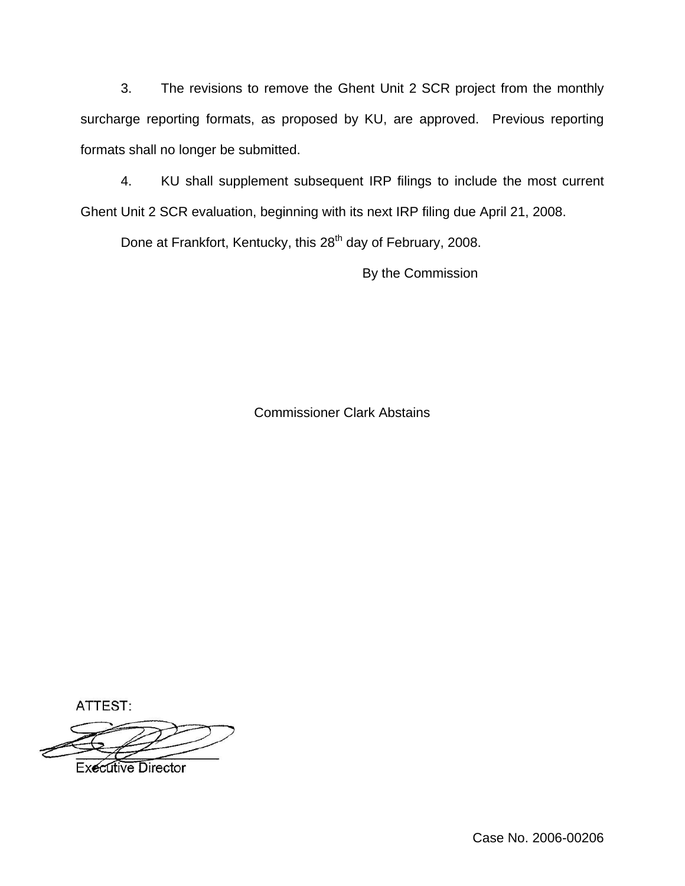3. The revisions to remove the Ghent Unit 2 SCR project from the monthly surcharge reporting formats, as proposed by KU, are approved. Previous reporting formats shall no longer be submitted.

4. KU shall supplement subsequent IRP filings to include the most current Ghent Unit 2 SCR evaluation, beginning with its next IRP filing due April 21, 2008.

Done at Frankfort, Kentucky, this 28th day of February, 2008.

By the Commission

Commissioner Clark Abstains

ATTEST:

Executive Director

Case No. 2006-00206